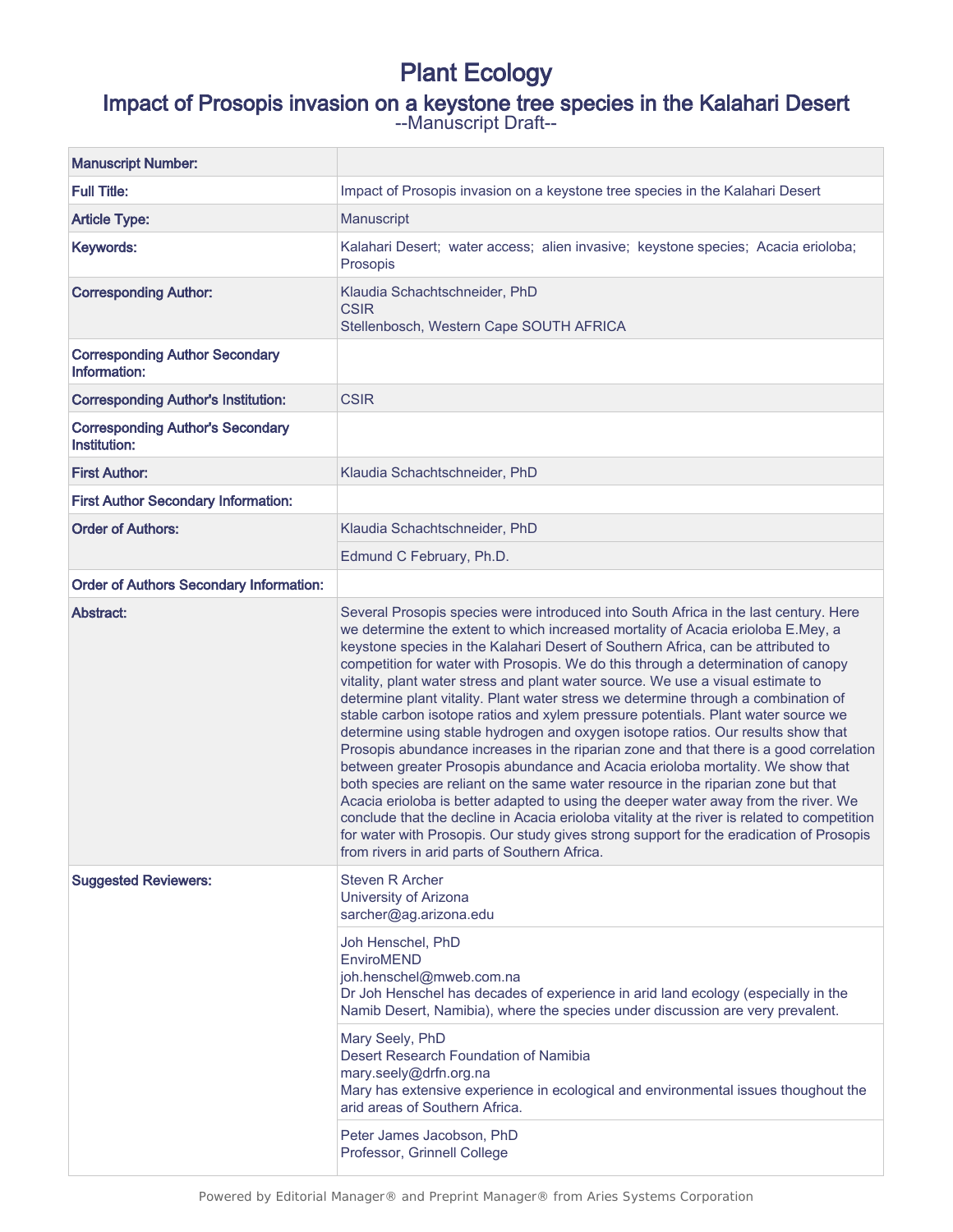# Plant Ecology

## Impact of Prosopis invasion on a keystone tree species in the Kalahari Desert

--Manuscript Draft--

| | |
|---|---|
| **Manuscript Number:** | |
| **Full Title:** | Impact of Prosopis invasion on a keystone tree species in the Kalahari Desert |
| **Article Type:** | Manuscript |
| **Keywords:** | Kalahari Desert; water access; alien invasive; keystone species; Acacia erioloba; Prosopis |
| **Corresponding Author:** | Klaudia Schachtschneider, PhD<br>CSIR<br>Stellenbosch, Western Cape SOUTH AFRICA |
| **Corresponding Author Secondary Information:** | |
| **Corresponding Author's Institution:** | CSIR |
| **Corresponding Author's Secondary Institution:** | |
| **First Author:** | Klaudia Schachtschneider, PhD |
| **First Author Secondary Information:** | |
| **Order of Authors:** | Klaudia Schachtschneider, PhD |
| | Edmund C February, Ph.D. |
| **Order of Authors Secondary Information:** | |
| **Abstract:** | Several Prosopis species were introduced into South Africa in the last century. Here we determine the extent to which increased mortality of Acacia erioloba E.Mey, a keystone species in the Kalahari Desert of Southern Africa, can be attributed to competition for water with Prosopis. We do this through a determination of canopy vitality, plant water stress and plant water source. We use a visual estimate to determine plant vitality. Plant water stress we determine through a combination of stable carbon isotope ratios and xylem pressure potentials. Plant water source we determine using stable hydrogen and oxygen isotope ratios. Our results show that Prosopis abundance increases in the riparian zone and that there is a good correlation between greater Prosopis abundance and Acacia erioloba mortality. We show that both species are reliant on the same water resource in the riparian zone but that Acacia erioloba is better adapted to using the deeper water away from the river. We conclude that the decline in Acacia erioloba vitality at the river is related to competition for water with Prosopis. Our study gives strong support for the eradication of Prosopis from rivers in arid parts of Southern Africa. |
| **Suggested Reviewers:** | Steven R Archer<br>University of Arizona<br>sarcher@ag.arizona.edu |
| | Joh Henschel, PhD<br>EnviroMEND<br>joh.henschel@mweb.com.na<br>Dr Joh Henschel has decades of experience in arid land ecology (especially in the Namib Desert, Namibia), where the species under discussion are very prevalent. |
| | Mary Seely, PhD<br>Desert Research Foundation of Namibia<br>mary.seely@drfn.org.na<br>Mary has extensive experience in ecological and environmental issues thoughout the arid areas of Southern Africa. |
| | Peter James Jacobson, PhD<br>Professor, Grinnell College |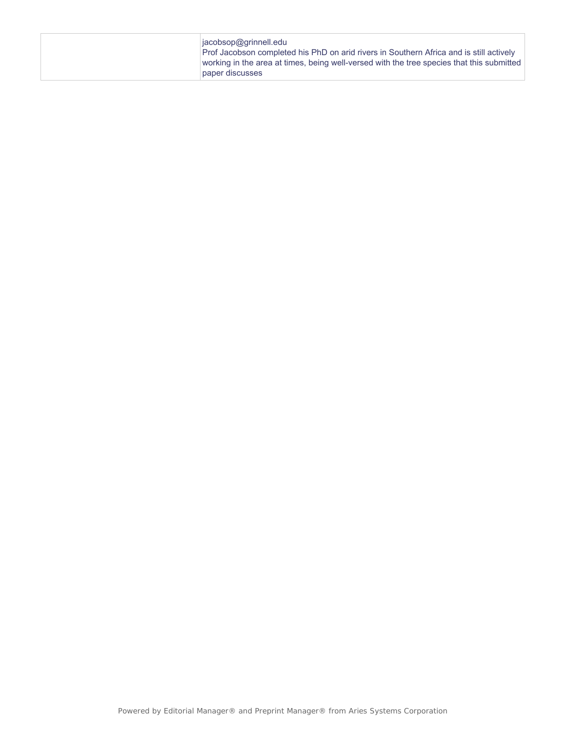| | |
|---|---|
| | jacobsop@grinnell.edu<br>Prof Jacobson completed his PhD on arid rivers in Southern Africa and is still actively working in the area at times, being well-versed with the tree species that this submitted paper discusses |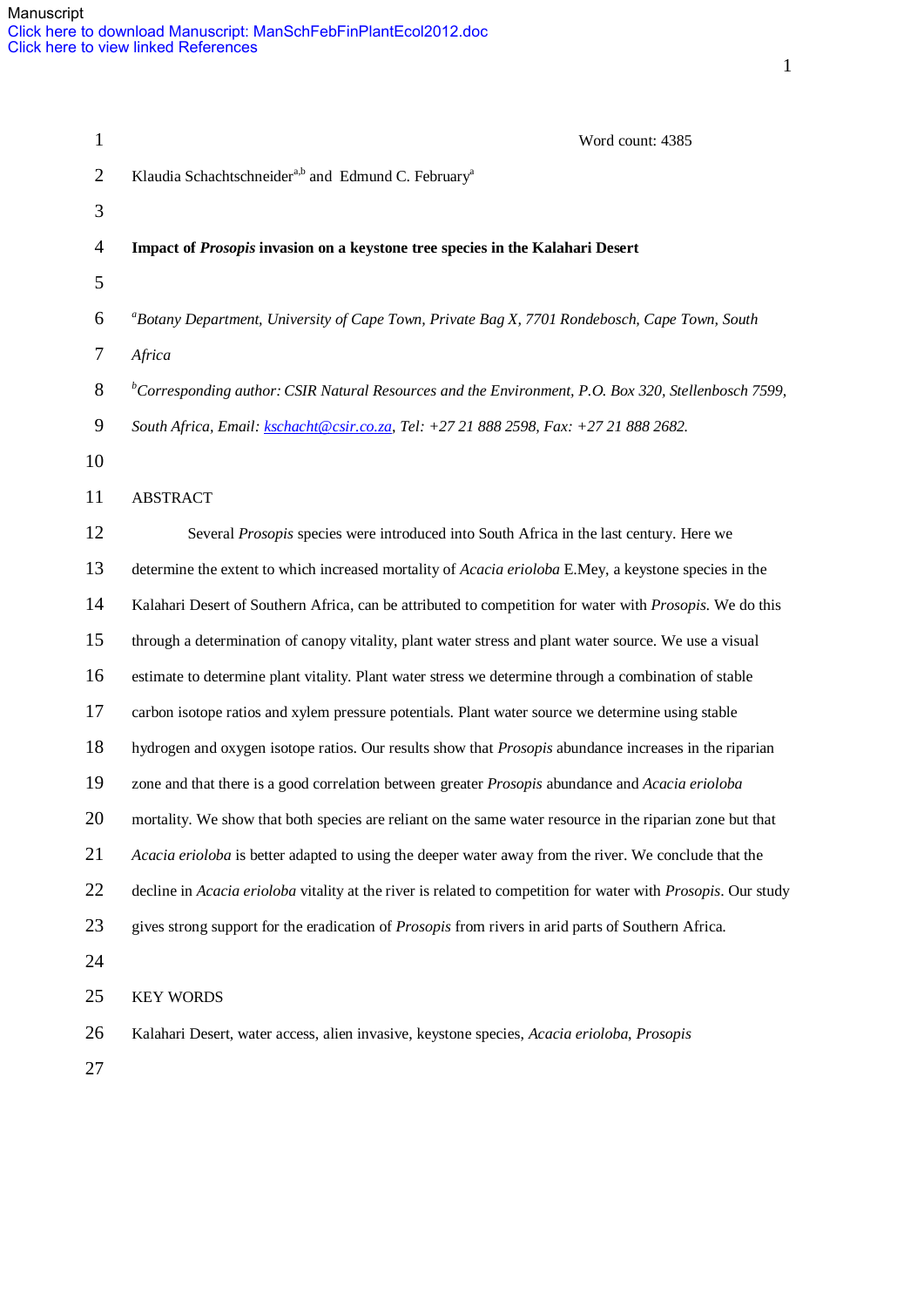Manuscript

Click here to download Manuscript: ManSchFebFinPlantEcol2012.doc

Click here to view linked References

Word count: 4385

Klaudia Schachtschneider[a,b] and Edmund C. February[a]

**Impact of *Prosopis* invasion on a keystone tree species in the Kalahari Desert**

[a]*Botany Department, University of Cape Town, Private Bag X, 7701 Rondebosch, Cape Town, South Africa*

[b]*Corresponding author: CSIR Natural Resources and the Environment, P.O. Box 320, Stellenbosch 7599, South Africa, Email: kschacht@csir.co.za, Tel: +27 21 888 2598, Fax: +27 21 888 2682.*

ABSTRACT

Several *Prosopis* species were introduced into South Africa in the last century. Here we determine the extent to which increased mortality of *Acacia erioloba* E.Mey, a keystone species in the Kalahari Desert of Southern Africa, can be attributed to competition for water with *Prosopis.* We do this through a determination of canopy vitality, plant water stress and plant water source. We use a visual estimate to determine plant vitality. Plant water stress we determine through a combination of stable carbon isotope ratios and xylem pressure potentials. Plant water source we determine using stable hydrogen and oxygen isotope ratios. Our results show that *Prosopis* abundance increases in the riparian zone and that there is a good correlation between greater *Prosopis* abundance and *Acacia erioloba* mortality. We show that both species are reliant on the same water resource in the riparian zone but that *Acacia erioloba* is better adapted to using the deeper water away from the river. We conclude that the decline in *Acacia erioloba* vitality at the river is related to competition for water with *Prosopis*. Our study gives strong support for the eradication of *Prosopis* from rivers in arid parts of Southern Africa.

KEY WORDS

Kalahari Desert, water access, alien invasive, keystone species, *Acacia erioloba*, *Prosopis*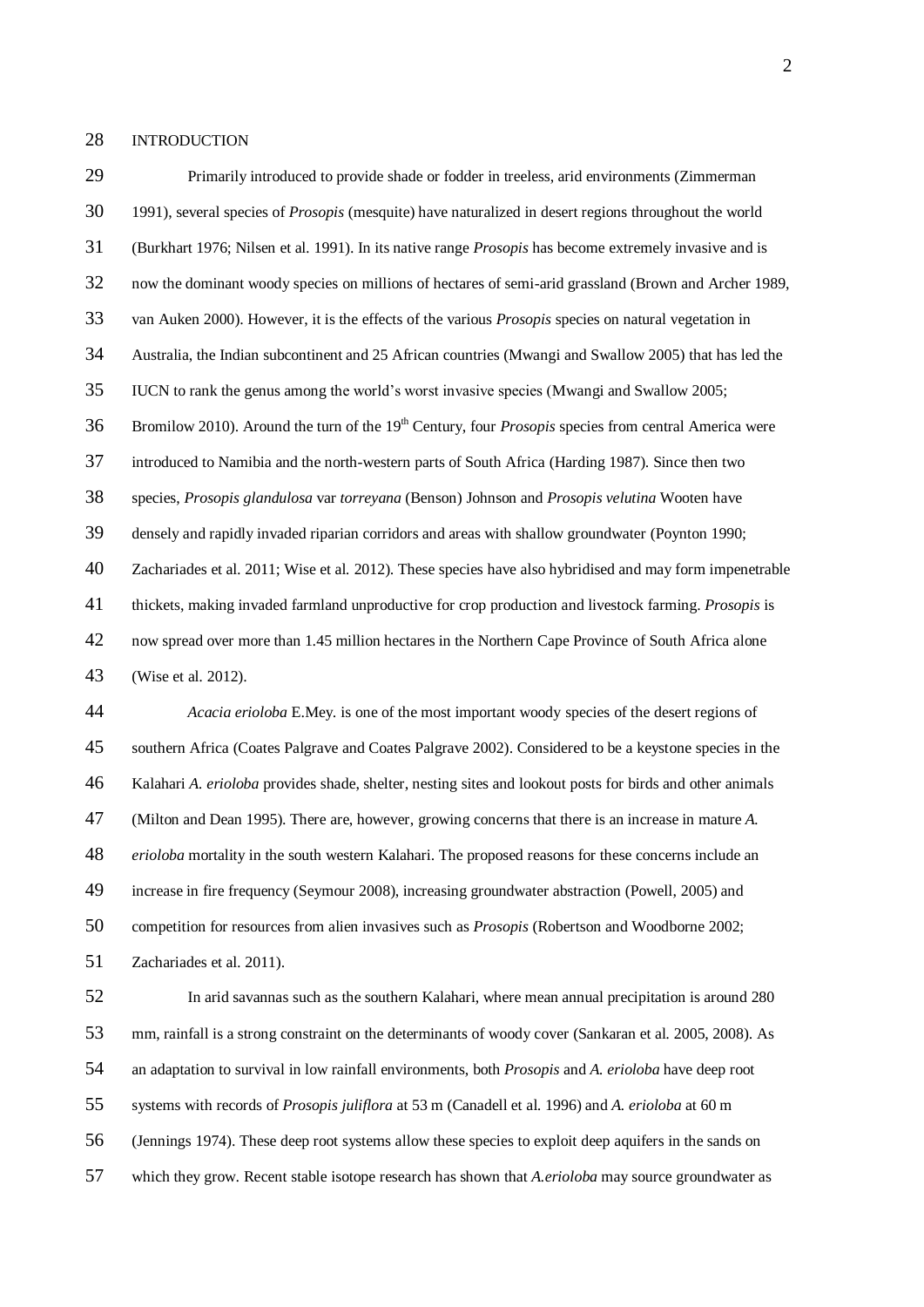## INTRODUCTION

Primarily introduced to provide shade or fodder in treeless, arid environments (Zimmerman 1991), several species of *Prosopis* (mesquite) have naturalized in desert regions throughout the world (Burkhart 1976; Nilsen et al. 1991). In its native range *Prosopis* has become extremely invasive and is now the dominant woody species on millions of hectares of semi-arid grassland (Brown and Archer 1989, van Auken 2000). However, it is the effects of the various *Prosopis* species on natural vegetation in Australia, the Indian subcontinent and 25 African countries (Mwangi and Swallow 2005) that has led the IUCN to rank the genus among the world's worst invasive species (Mwangi and Swallow 2005; Bromilow 2010). Around the turn of the 19th Century, four *Prosopis* species from central America were introduced to Namibia and the north-western parts of South Africa (Harding 1987). Since then two species, *Prosopis glandulosa* var *torreyana* (Benson) Johnson and *Prosopis velutina* Wooten have densely and rapidly invaded riparian corridors and areas with shallow groundwater (Poynton 1990; Zachariades et al. 2011; Wise et al. 2012). These species have also hybridised and may form impenetrable thickets, making invaded farmland unproductive for crop production and livestock farming. *Prosopis* is now spread over more than 1.45 million hectares in the Northern Cape Province of South Africa alone (Wise et al. 2012).

*Acacia erioloba* E.Mey. is one of the most important woody species of the desert regions of southern Africa (Coates Palgrave and Coates Palgrave 2002). Considered to be a keystone species in the Kalahari *A. erioloba* provides shade, shelter, nesting sites and lookout posts for birds and other animals (Milton and Dean 1995). There are, however, growing concerns that there is an increase in mature *A. erioloba* mortality in the south western Kalahari. The proposed reasons for these concerns include an increase in fire frequency (Seymour 2008), increasing groundwater abstraction (Powell, 2005) and competition for resources from alien invasives such as *Prosopis* (Robertson and Woodborne 2002; Zachariades et al. 2011).

In arid savannas such as the southern Kalahari, where mean annual precipitation is around 280 mm, rainfall is a strong constraint on the determinants of woody cover (Sankaran et al. 2005, 2008). As an adaptation to survival in low rainfall environments, both *Prosopis* and *A. erioloba* have deep root systems with records of *Prosopis juliflora* at 53 m (Canadell et al. 1996) and *A. erioloba* at 60 m (Jennings 1974). These deep root systems allow these species to exploit deep aquifers in the sands on which they grow. Recent stable isotope research has shown that *A.erioloba* may source groundwater as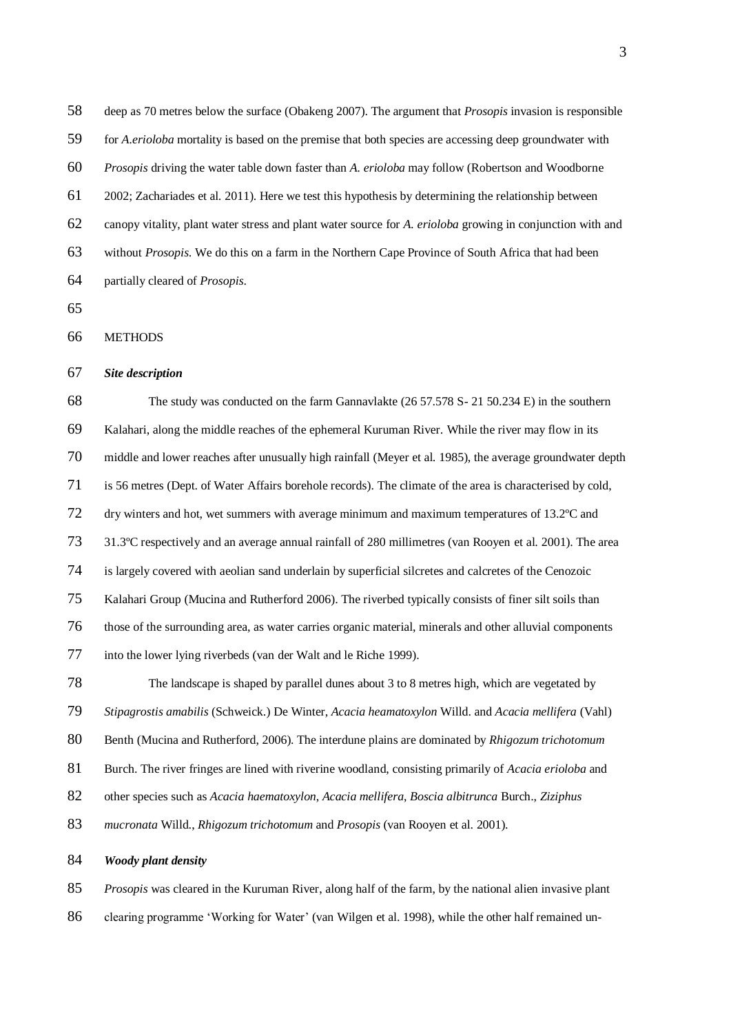deep as 70 metres below the surface (Obakeng 2007). The argument that *Prosopis* invasion is responsible for *A.erioloba* mortality is based on the premise that both species are accessing deep groundwater with *Prosopis* driving the water table down faster than *A. erioloba* may follow (Robertson and Woodborne 2002; Zachariades et al. 2011). Here we test this hypothesis by determining the relationship between canopy vitality, plant water stress and plant water source for *A. erioloba* growing in conjunction with and without *Prosopis*. We do this on a farm in the Northern Cape Province of South Africa that had been partially cleared of *Prosopis*.

## METHODS

### *Site description*

The study was conducted on the farm Gannavlakte (26 57.578 S- 21 50.234 E) in the southern Kalahari, along the middle reaches of the ephemeral Kuruman River. While the river may flow in its middle and lower reaches after unusually high rainfall (Meyer et al. 1985), the average groundwater depth is 56 metres (Dept. of Water Affairs borehole records). The climate of the area is characterised by cold, dry winters and hot, wet summers with average minimum and maximum temperatures of 13.2ºC and 31.3ºC respectively and an average annual rainfall of 280 millimetres (van Rooyen et al. 2001). The area is largely covered with aeolian sand underlain by superficial silcretes and calcretes of the Cenozoic Kalahari Group (Mucina and Rutherford 2006). The riverbed typically consists of finer silt soils than those of the surrounding area, as water carries organic material, minerals and other alluvial components into the lower lying riverbeds (van der Walt and le Riche 1999).

The landscape is shaped by parallel dunes about 3 to 8 metres high, which are vegetated by *Stipagrostis amabilis* (Schweick.) De Winter, *Acacia heamatoxylon* Willd. and *Acacia mellifera* (Vahl) Benth (Mucina and Rutherford, 2006). The interdune plains are dominated by *Rhigozum trichotomum* Burch. The river fringes are lined with riverine woodland, consisting primarily of *Acacia erioloba* and other species such as *Acacia haematoxylon*, *Acacia mellifera*, *Boscia albitrunca* Burch., *Ziziphus mucronata* Willd., *Rhigozum trichotomum* and *Prosopis* (van Rooyen et al. 2001).

### *Woody plant density*

*Prosopis* was cleared in the Kuruman River, along half of the farm, by the national alien invasive plant clearing programme 'Working for Water' (van Wilgen et al. 1998), while the other half remained un-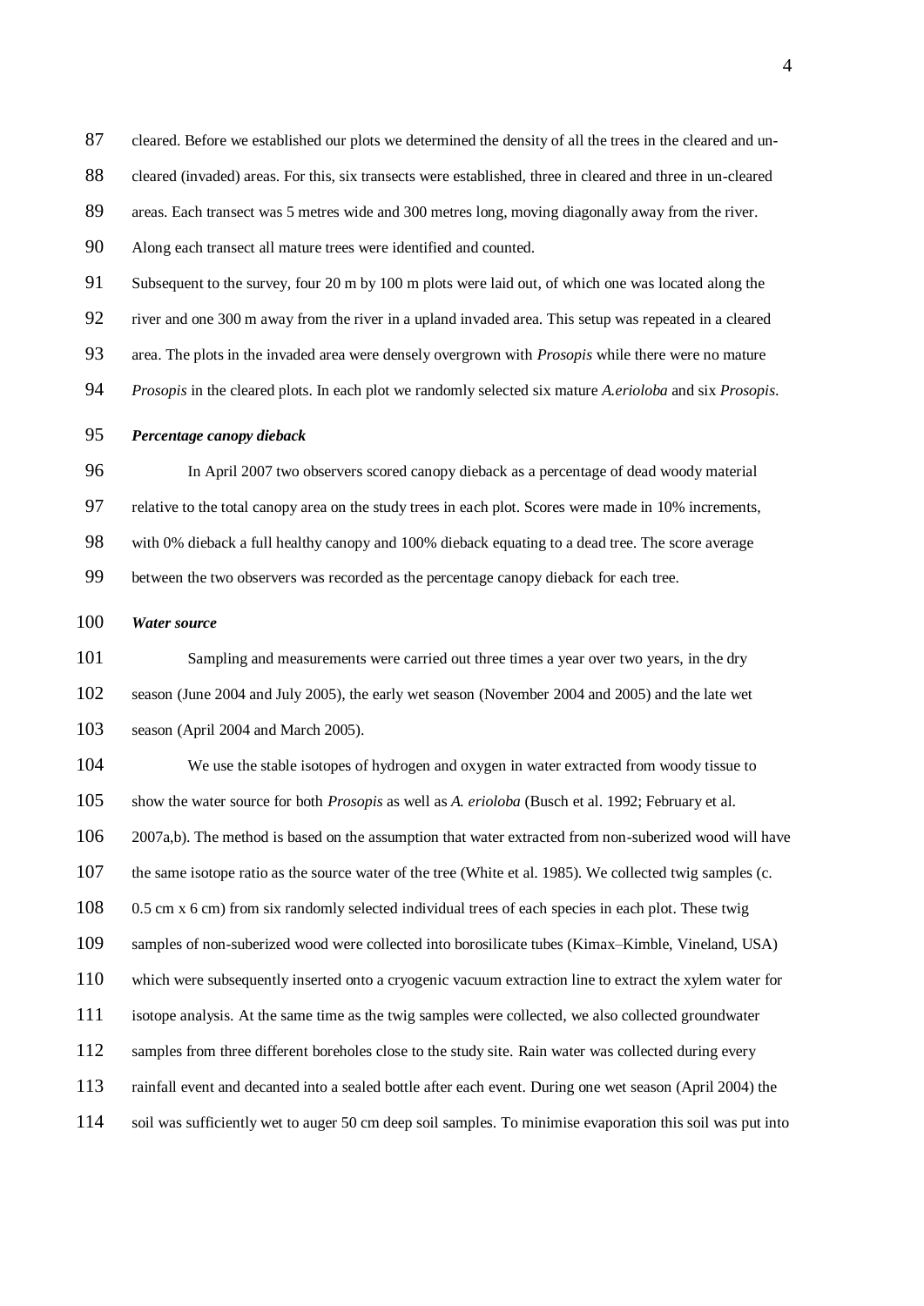cleared. Before we established our plots we determined the density of all the trees in the cleared and un-cleared (invaded) areas. For this, six transects were established, three in cleared and three in un-cleared areas. Each transect was 5 metres wide and 300 metres long, moving diagonally away from the river. Along each transect all mature trees were identified and counted.

Subsequent to the survey, four 20 m by 100 m plots were laid out, of which one was located along the river and one 300 m away from the river in a upland invaded area. This setup was repeated in a cleared area. The plots in the invaded area were densely overgrown with *Prosopis* while there were no mature *Prosopis* in the cleared plots. In each plot we randomly selected six mature *A.erioloba* and six *Prosopis*.

***Percentage canopy dieback***

In April 2007 two observers scored canopy dieback as a percentage of dead woody material relative to the total canopy area on the study trees in each plot. Scores were made in 10% increments, with 0% dieback a full healthy canopy and 100% dieback equating to a dead tree. The score average between the two observers was recorded as the percentage canopy dieback for each tree.

***Water source***

Sampling and measurements were carried out three times a year over two years, in the dry season (June 2004 and July 2005), the early wet season (November 2004 and 2005) and the late wet season (April 2004 and March 2005).

We use the stable isotopes of hydrogen and oxygen in water extracted from woody tissue to show the water source for both *Prosopis* as well as *A. erioloba* (Busch et al. 1992; February et al. 2007a,b). The method is based on the assumption that water extracted from non-suberized wood will have the same isotope ratio as the source water of the tree (White et al. 1985). We collected twig samples (c. 0.5 cm x 6 cm) from six randomly selected individual trees of each species in each plot. These twig samples of non-suberized wood were collected into borosilicate tubes (Kimax–Kimble, Vineland, USA) which were subsequently inserted onto a cryogenic vacuum extraction line to extract the xylem water for isotope analysis. At the same time as the twig samples were collected, we also collected groundwater samples from three different boreholes close to the study site. Rain water was collected during every rainfall event and decanted into a sealed bottle after each event. During one wet season (April 2004) the soil was sufficiently wet to auger 50 cm deep soil samples. To minimise evaporation this soil was put into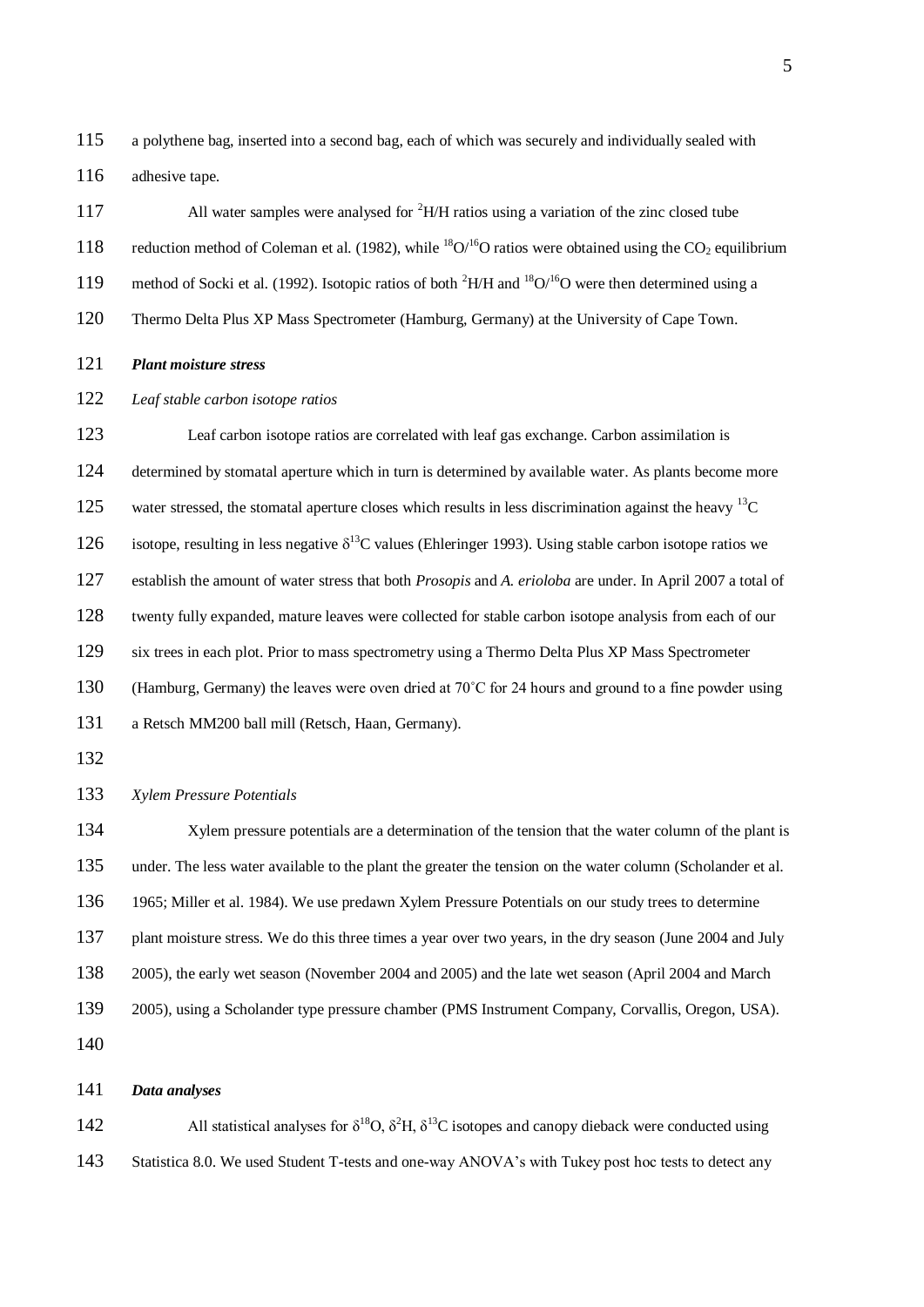a polythene bag, inserted into a second bag, each of which was securely and individually sealed with adhesive tape.

All water samples were analysed for $^2H/H$ ratios using a variation of the zinc closed tube reduction method of Coleman et al. (1982), while $^{18}O/^{16}O$ ratios were obtained using the $CO_2$ equilibrium method of Socki et al. (1992). Isotopic ratios of both $^2H/H$ and $^{18}O/^{16}O$ were then determined using a Thermo Delta Plus XP Mass Spectrometer (Hamburg, Germany) at the University of Cape Town.

### ***Plant moisture stress***

#### *Leaf stable carbon isotope ratios*

Leaf carbon isotope ratios are correlated with leaf gas exchange. Carbon assimilation is determined by stomatal aperture which in turn is determined by available water. As plants become more water stressed, the stomatal aperture closes which results in less discrimination against the heavy $^{13}C$ isotope, resulting in less negative $\delta^{13}C$ values (Ehleringer 1993). Using stable carbon isotope ratios we establish the amount of water stress that both *Prosopis* and *A. erioloba* are under. In April 2007 a total of twenty fully expanded, mature leaves were collected for stable carbon isotope analysis from each of our six trees in each plot. Prior to mass spectrometry using a Thermo Delta Plus XP Mass Spectrometer (Hamburg, Germany) the leaves were oven dried at 70˚C for 24 hours and ground to a fine powder using a Retsch MM200 ball mill (Retsch, Haan, Germany).

#### *Xylem Pressure Potentials*

Xylem pressure potentials are a determination of the tension that the water column of the plant is under. The less water available to the plant the greater the tension on the water column (Scholander et al. 1965; Miller et al. 1984). We use predawn Xylem Pressure Potentials on our study trees to determine plant moisture stress. We do this three times a year over two years, in the dry season (June 2004 and July 2005), the early wet season (November 2004 and 2005) and the late wet season (April 2004 and March 2005), using a Scholander type pressure chamber (PMS Instrument Company, Corvallis, Oregon, USA).

### ***Data analyses***

All statistical analyses for $\delta^{18}O$, $\delta^2H$, $\delta^{13}C$ isotopes and canopy dieback were conducted using Statistica 8.0. We used Student T-tests and one-way ANOVA's with Tukey post hoc tests to detect any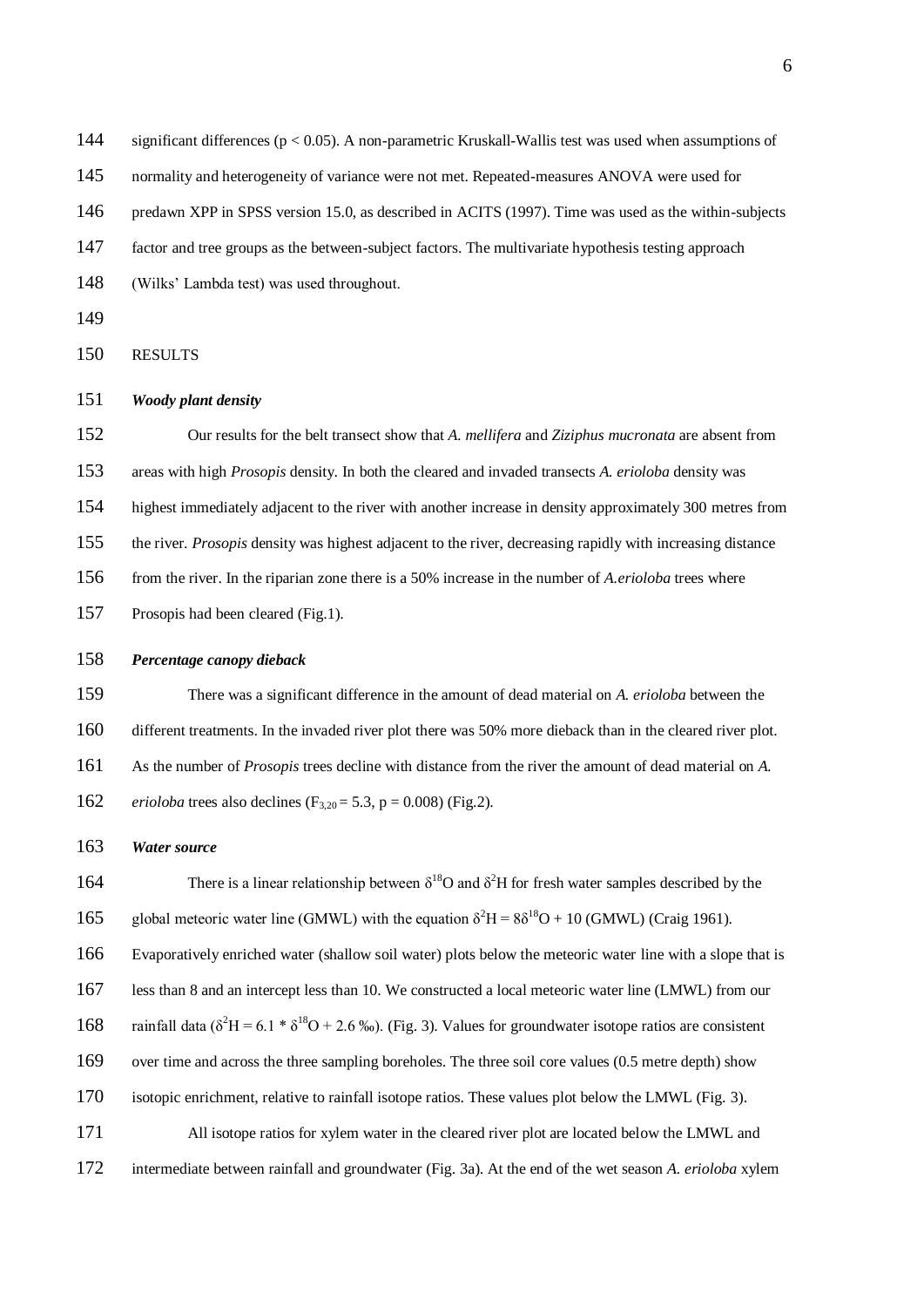significant differences ($p < 0.05$). A non-parametric Kruskall-Wallis test was used when assumptions of normality and heterogeneity of variance were not met. Repeated-measures ANOVA were used for predawn XPP in SPSS version 15.0, as described in ACITS (1997). Time was used as the within-subjects factor and tree groups as the between-subject factors. The multivariate hypothesis testing approach (Wilks' Lambda test) was used throughout.

## RESULTS

### *Woody plant density*

Our results for the belt transect show that *A. mellifera* and *Ziziphus mucronata* are absent from areas with high *Prosopis* density. In both the cleared and invaded transects *A. erioloba* density was highest immediately adjacent to the river with another increase in density approximately 300 metres from the river. *Prosopis* density was highest adjacent to the river, decreasing rapidly with increasing distance from the river. In the riparian zone there is a 50% increase in the number of *A.erioloba* trees where Prosopis had been cleared (Fig.1).

### *Percentage canopy dieback*

There was a significant difference in the amount of dead material on *A. erioloba* between the different treatments. In the invaded river plot there was 50% more dieback than in the cleared river plot. As the number of *Prosopis* trees decline with distance from the river the amount of dead material on *A. erioloba* trees also declines ($F_{3,20} = 5.3$, $p = 0.008$) (Fig.2).

### *Water source*

There is a linear relationship between $\delta^{18}O$ and $\delta^{2}H$ for fresh water samples described by the global meteoric water line (GMWL) with the equation $\delta^{2}H = 8\delta^{18}O + 10$ (GMWL) (Craig 1961). Evaporatively enriched water (shallow soil water) plots below the meteoric water line with a slope that is less than 8 and an intercept less than 10. We constructed a local meteoric water line (LMWL) from our rainfall data ($\delta^{2}H = 6.1 * \delta^{18}O + 2.6$ ‰). (Fig. 3). Values for groundwater isotope ratios are consistent over time and across the three sampling boreholes. The three soil core values (0.5 metre depth) show isotopic enrichment, relative to rainfall isotope ratios. These values plot below the LMWL (Fig. 3).

All isotope ratios for xylem water in the cleared river plot are located below the LMWL and intermediate between rainfall and groundwater (Fig. 3a). At the end of the wet season *A. erioloba* xylem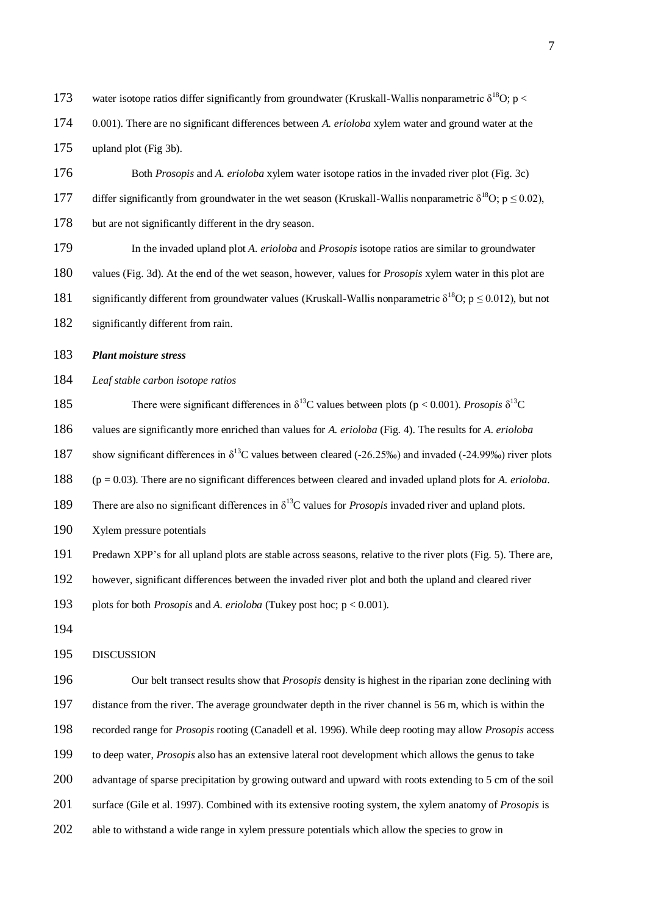water isotope ratios differ significantly from groundwater (Kruskall-Wallis nonparametric $\delta^{18}O$; $p < 0.001$). There are no significant differences between *A. erioloba* xylem water and ground water at the upland plot (Fig 3b).

Both *Prosopis* and *A. erioloba* xylem water isotope ratios in the invaded river plot (Fig. 3c) differ significantly from groundwater in the wet season (Kruskall-Wallis nonparametric $\delta^{18}O$; $p \leq 0.02$), but are not significantly different in the dry season.

In the invaded upland plot *A. erioloba* and *Prosopis* isotope ratios are similar to groundwater values (Fig. 3d). At the end of the wet season, however, values for *Prosopis* xylem water in this plot are significantly different from groundwater values (Kruskall-Wallis nonparametric $\delta^{18}O$; $p \leq 0.012$), but not significantly different from rain.

### ***Plant moisture stress***

*Leaf stable carbon isotope ratios*

There were significant differences in $\delta^{13}C$ values between plots ($p < 0.001$). *Prosopis* $\delta^{13}C$ values are significantly more enriched than values for *A. erioloba* (Fig. 4). The results for *A. erioloba* show significant differences in $\delta^{13}C$ values between cleared (-26.25‰) and invaded (-24.99‰) river plots ($p = 0.03$). There are no significant differences between cleared and invaded upland plots for *A. erioloba*. There are also no significant differences in $\delta^{13}C$ values for *Prosopis* invaded river and upland plots.

Xylem pressure potentials

Predawn XPP's for all upland plots are stable across seasons, relative to the river plots (Fig. 5). There are, however, significant differences between the invaded river plot and both the upland and cleared river plots for both *Prosopis* and *A. erioloba* (Tukey post hoc; $p < 0.001$).

## DISCUSSION

Our belt transect results show that *Prosopis* density is highest in the riparian zone declining with distance from the river. The average groundwater depth in the river channel is 56 m, which is within the recorded range for *Prosopis* rooting (Canadell et al. 1996). While deep rooting may allow *Prosopis* access to deep water, *Prosopis* also has an extensive lateral root development which allows the genus to take advantage of sparse precipitation by growing outward and upward with roots extending to 5 cm of the soil surface (Gile et al. 1997). Combined with its extensive rooting system, the xylem anatomy of *Prosopis* is able to withstand a wide range in xylem pressure potentials which allow the species to grow in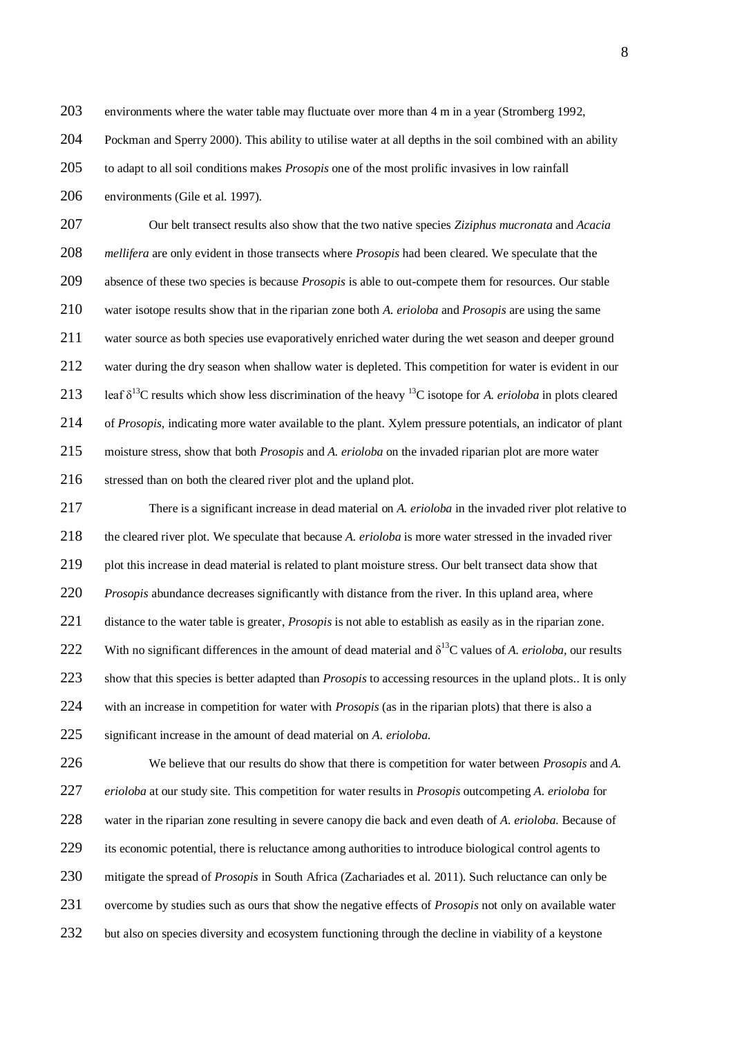environments where the water table may fluctuate over more than 4 m in a year (Stromberg 1992, Pockman and Sperry 2000). This ability to utilise water at all depths in the soil combined with an ability to adapt to all soil conditions makes *Prosopis* one of the most prolific invasives in low rainfall environments (Gile et al. 1997).

Our belt transect results also show that the two native species *Ziziphus mucronata* and *Acacia mellifera* are only evident in those transects where *Prosopis* had been cleared. We speculate that the absence of these two species is because *Prosopis* is able to out-compete them for resources. Our stable water isotope results show that in the riparian zone both *A. erioloba* and *Prosopis* are using the same water source as both species use evaporatively enriched water during the wet season and deeper ground water during the dry season when shallow water is depleted. This competition for water is evident in our leaf $\delta^{13}C$ results which show less discrimination of the heavy $^{13}C$ isotope for *A. erioloba* in plots cleared of *Prosopis*, indicating more water available to the plant. Xylem pressure potentials, an indicator of plant moisture stress, show that both *Prosopis* and *A. erioloba* on the invaded riparian plot are more water stressed than on both the cleared river plot and the upland plot.

There is a significant increase in dead material on *A. erioloba* in the invaded river plot relative to the cleared river plot. We speculate that because *A. erioloba* is more water stressed in the invaded river plot this increase in dead material is related to plant moisture stress. Our belt transect data show that *Prosopis* abundance decreases significantly with distance from the river. In this upland area, where distance to the water table is greater, *Prosopis* is not able to establish as easily as in the riparian zone. With no significant differences in the amount of dead material and $\delta^{13}C$ values of *A. erioloba*, our results show that this species is better adapted than *Prosopis* to accessing resources in the upland plots.. It is only with an increase in competition for water with *Prosopis* (as in the riparian plots) that there is also a significant increase in the amount of dead material on *A. erioloba.*

We believe that our results do show that there is competition for water between *Prosopis* and *A. erioloba* at our study site. This competition for water results in *Prosopis* outcompeting *A. erioloba* for water in the riparian zone resulting in severe canopy die back and even death of *A. erioloba.* Because of its economic potential, there is reluctance among authorities to introduce biological control agents to mitigate the spread of *Prosopis* in South Africa (Zachariades et al. 2011). Such reluctance can only be overcome by studies such as ours that show the negative effects of *Prosopis* not only on available water but also on species diversity and ecosystem functioning through the decline in viability of a keystone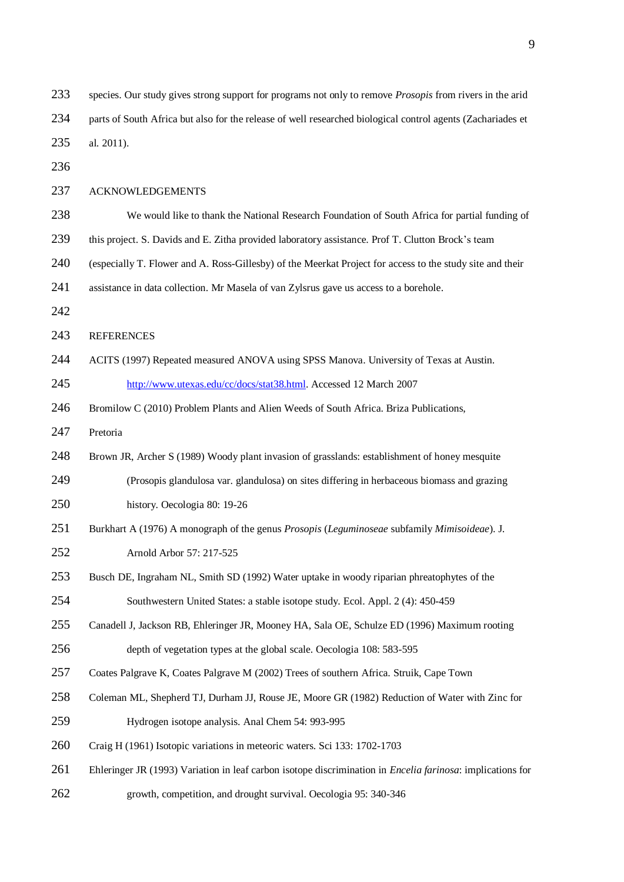species. Our study gives strong support for programs not only to remove *Prosopis* from rivers in the arid parts of South Africa but also for the release of well researched biological control agents (Zachariades et al. 2011).

## ACKNOWLEDGEMENTS

We would like to thank the National Research Foundation of South Africa for partial funding of this project. S. Davids and E. Zitha provided laboratory assistance. Prof T. Clutton Brock's team (especially T. Flower and A. Ross-Gillesby) of the Meerkat Project for access to the study site and their assistance in data collection. Mr Masela of van Zylsrus gave us access to a borehole.

## REFERENCES

ACITS (1997) Repeated measured ANOVA using SPSS Manova. University of Texas at Austin. http://www.utexas.edu/cc/docs/stat38.html. Accessed 12 March 2007

Bromilow C (2010) Problem Plants and Alien Weeds of South Africa. Briza Publications, Pretoria

Brown JR, Archer S (1989) Woody plant invasion of grasslands: establishment of honey mesquite (Prosopis glandulosa var. glandulosa) on sites differing in herbaceous biomass and grazing history. Oecologia 80: 19-26

Burkhart A (1976) A monograph of the genus *Prosopis* (*Leguminoseae* subfamily *Mimisoideae*). J. Arnold Arbor 57: 217-525

Busch DE, Ingraham NL, Smith SD (1992) Water uptake in woody riparian phreatophytes of the Southwestern United States: a stable isotope study. Ecol. Appl. 2 (4): 450-459

Canadell J, Jackson RB, Ehleringer JR, Mooney HA, Sala OE, Schulze ED (1996) Maximum rooting depth of vegetation types at the global scale. Oecologia 108: 583-595

Coates Palgrave K, Coates Palgrave M (2002) Trees of southern Africa. Struik, Cape Town

Coleman ML, Shepherd TJ, Durham JJ, Rouse JE, Moore GR (1982) Reduction of Water with Zinc for Hydrogen isotope analysis. Anal Chem 54: 993-995

Craig H (1961) Isotopic variations in meteoric waters. Sci 133: 1702-1703

Ehleringer JR (1993) Variation in leaf carbon isotope discrimination in *Encelia farinosa*: implications for growth, competition, and drought survival. Oecologia 95: 340-346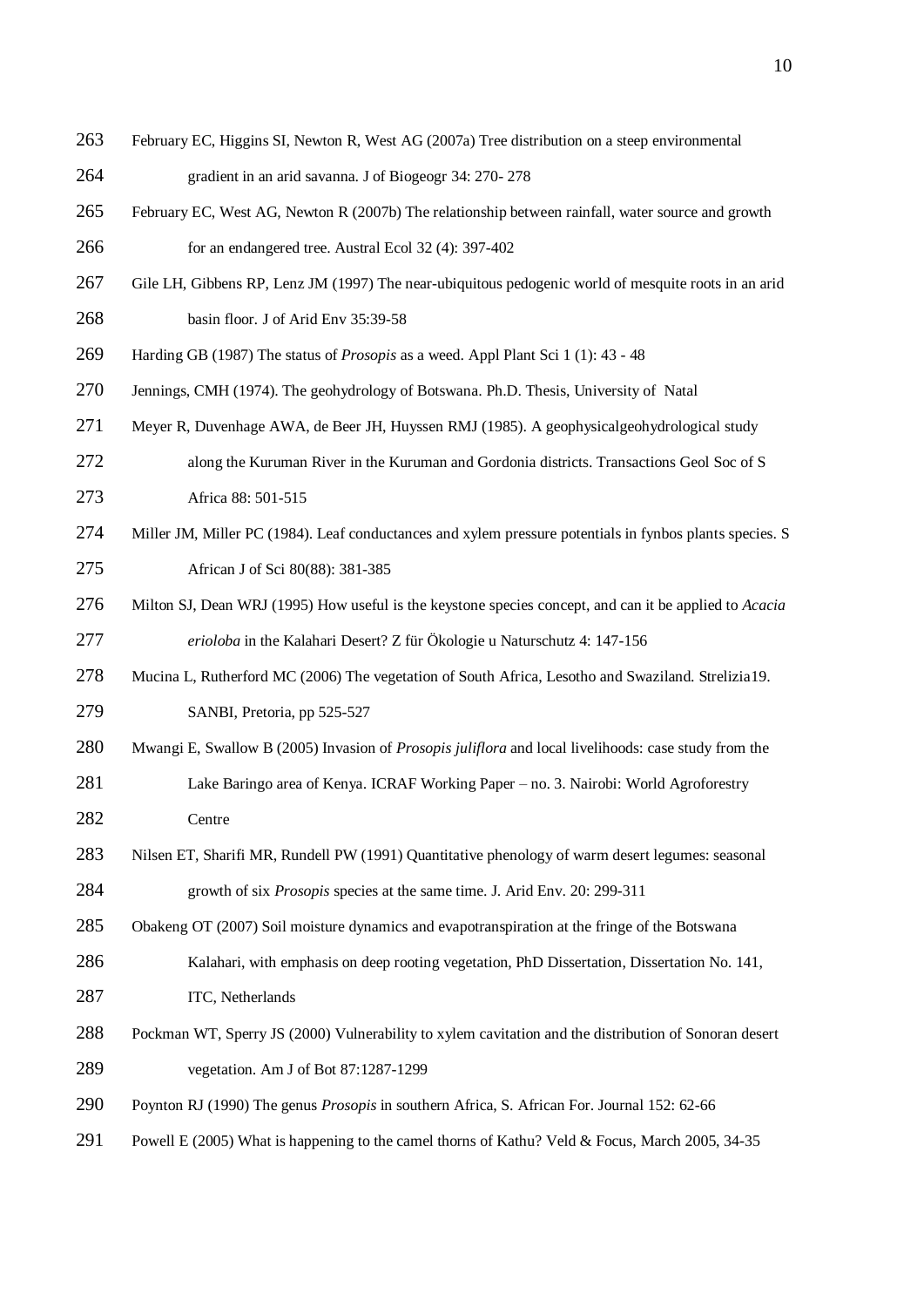February EC, Higgins SI, Newton R, West AG (2007a) Tree distribution on a steep environmental gradient in an arid savanna. J of Biogeogr 34: 270- 278

February EC, West AG, Newton R (2007b) The relationship between rainfall, water source and growth for an endangered tree. Austral Ecol 32 (4): 397-402

Gile LH, Gibbens RP, Lenz JM (1997) The near-ubiquitous pedogenic world of mesquite roots in an arid basin floor. J of Arid Env 35:39-58

Harding GB (1987) The status of *Prosopis* as a weed. Appl Plant Sci 1 (1): 43 - 48

Jennings, CMH (1974). The geohydrology of Botswana. Ph.D. Thesis, University of Natal

Meyer R, Duvenhage AWA, de Beer JH, Huyssen RMJ (1985). A geophysicalgeohydrological study along the Kuruman River in the Kuruman and Gordonia districts. Transactions Geol Soc of S Africa 88: 501-515

Miller JM, Miller PC (1984). Leaf conductances and xylem pressure potentials in fynbos plants species. S African J of Sci 80(88): 381-385

Milton SJ, Dean WRJ (1995) How useful is the keystone species concept, and can it be applied to *Acacia erioloba* in the Kalahari Desert? Z für Ökologie u Naturschutz 4: 147-156

Mucina L, Rutherford MC (2006) The vegetation of South Africa, Lesotho and Swaziland. Strelizia19. SANBI, Pretoria, pp 525-527

Mwangi E, Swallow B (2005) Invasion of *Prosopis juliflora* and local livelihoods: case study from the Lake Baringo area of Kenya. ICRAF Working Paper – no. 3. Nairobi: World Agroforestry Centre

Nilsen ET, Sharifi MR, Rundell PW (1991) Quantitative phenology of warm desert legumes: seasonal growth of six *Prosopis* species at the same time. J. Arid Env. 20: 299-311

Obakeng OT (2007) Soil moisture dynamics and evapotranspiration at the fringe of the Botswana Kalahari, with emphasis on deep rooting vegetation, PhD Dissertation, Dissertation No. 141, ITC, Netherlands

Pockman WT, Sperry JS (2000) Vulnerability to xylem cavitation and the distribution of Sonoran desert vegetation. Am J of Bot 87:1287-1299

Poynton RJ (1990) The genus *Prosopis* in southern Africa, S. African For. Journal 152: 62-66

Powell E (2005) What is happening to the camel thorns of Kathu? Veld & Focus, March 2005, 34-35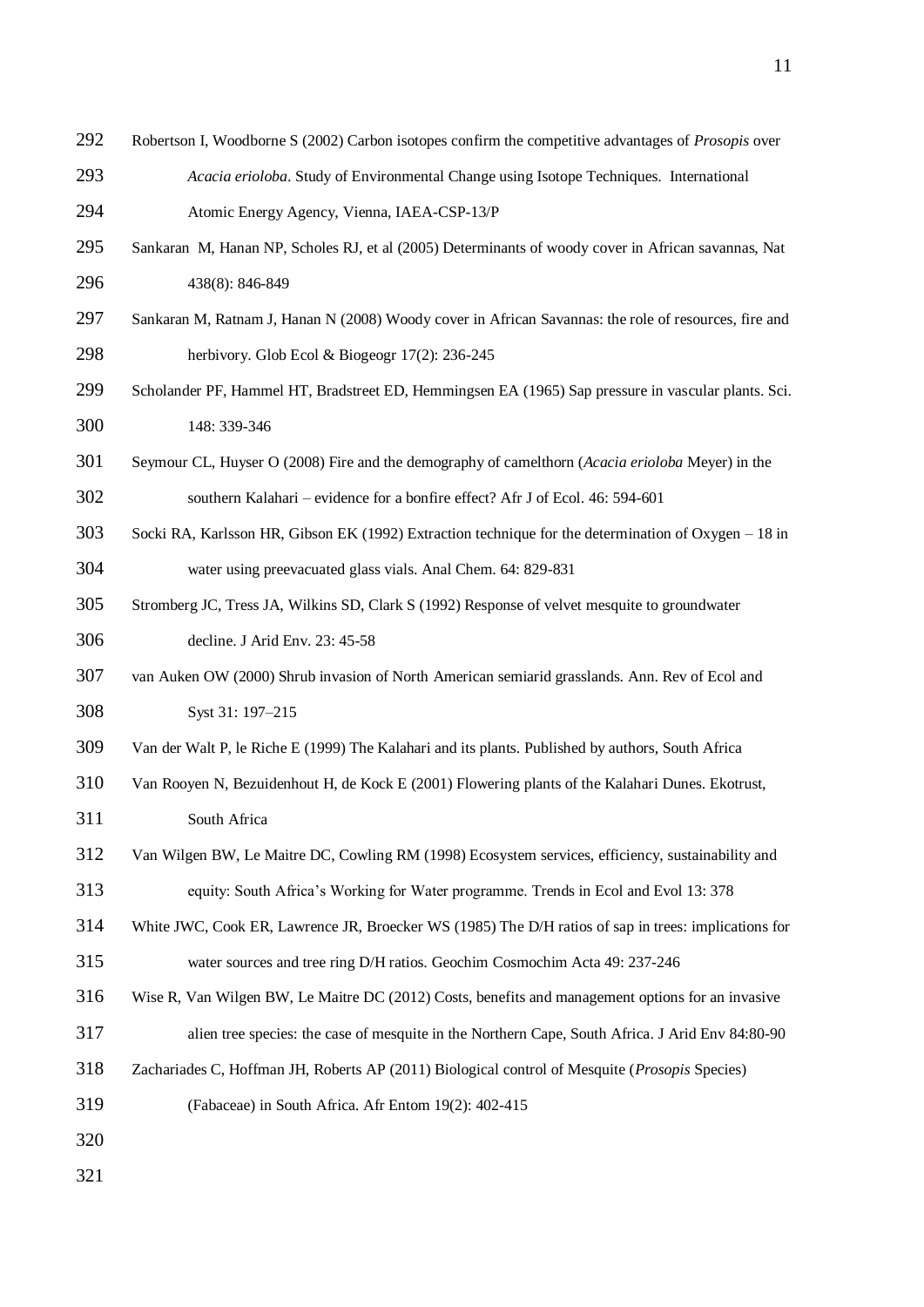Robertson I, Woodborne S (2002) Carbon isotopes confirm the competitive advantages of *Prosopis* over *Acacia erioloba*. Study of Environmental Change using Isotope Techniques. International Atomic Energy Agency, Vienna, IAEA-CSP-13/P

Sankaran M, Hanan NP, Scholes RJ, et al (2005) Determinants of woody cover in African savannas, Nat 438(8): 846-849

Sankaran M, Ratnam J, Hanan N (2008) Woody cover in African Savannas: the role of resources, fire and herbivory. Glob Ecol & Biogeogr 17(2): 236-245

Scholander PF, Hammel HT, Bradstreet ED, Hemmingsen EA (1965) Sap pressure in vascular plants. Sci. 148: 339-346

Seymour CL, Huyser O (2008) Fire and the demography of camelthorn (*Acacia erioloba* Meyer) in the southern Kalahari – evidence for a bonfire effect? Afr J of Ecol. 46: 594-601

Socki RA, Karlsson HR, Gibson EK (1992) Extraction technique for the determination of Oxygen – 18 in water using preevacuated glass vials. Anal Chem. 64: 829-831

Stromberg JC, Tress JA, Wilkins SD, Clark S (1992) Response of velvet mesquite to groundwater decline. J Arid Env. 23: 45-58

van Auken OW (2000) Shrub invasion of North American semiarid grasslands. Ann. Rev of Ecol and Syst 31: 197–215

Van der Walt P, le Riche E (1999) The Kalahari and its plants. Published by authors, South Africa

Van Rooyen N, Bezuidenhout H, de Kock E (2001) Flowering plants of the Kalahari Dunes. Ekotrust, South Africa

Van Wilgen BW, Le Maitre DC, Cowling RM (1998) Ecosystem services, efficiency, sustainability and equity: South Africa's Working for Water programme. Trends in Ecol and Evol 13: 378

White JWC, Cook ER, Lawrence JR, Broecker WS (1985) The D/H ratios of sap in trees: implications for water sources and tree ring D/H ratios. Geochim Cosmochim Acta 49: 237-246

Wise R, Van Wilgen BW, Le Maitre DC (2012) Costs, benefits and management options for an invasive alien tree species: the case of mesquite in the Northern Cape, South Africa. J Arid Env 84:80-90

Zachariades C, Hoffman JH, Roberts AP (2011) Biological control of Mesquite (*Prosopis* Species) (Fabaceae) in South Africa. Afr Entom 19(2): 402-415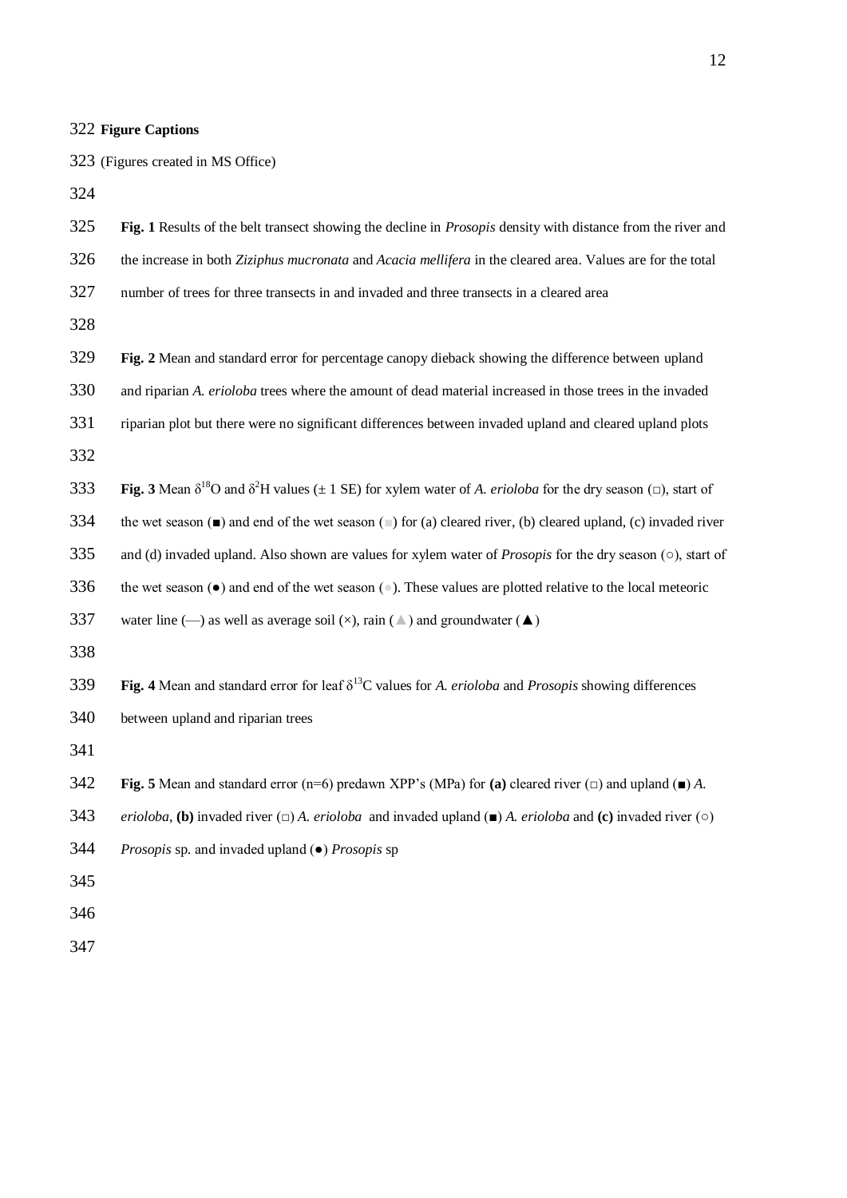## Figure Captions

(Figures created in MS Office)

**Fig. 1** Results of the belt transect showing the decline in *Prosopis* density with distance from the river and the increase in both *Ziziphus mucronata* and *Acacia mellifera* in the cleared area. Values are for the total number of trees for three transects in and invaded and three transects in a cleared area

**Fig. 2** Mean and standard error for percentage canopy dieback showing the difference between upland and riparian *A. erioloba* trees where the amount of dead material increased in those trees in the invaded riparian plot but there were no significant differences between invaded upland and cleared upland plots

**Fig. 3** Mean $\delta^{18}O$ and $\delta^{2}H$ values (± 1 SE) for xylem water of *A. erioloba* for the dry season (□), start of the wet season (■) and end of the wet season (■) for (a) cleared river, (b) cleared upland, (c) invaded river and (d) invaded upland. Also shown are values for xylem water of *Prosopis* for the dry season (○), start of the wet season (●) and end of the wet season (●). These values are plotted relative to the local meteoric water line (—) as well as average soil (×), rain (▲) and groundwater (▲)

**Fig. 4** Mean and standard error for leaf $\delta^{13}C$ values for *A. erioloba* and *Prosopis* showing differences between upland and riparian trees

**Fig. 5** Mean and standard error (n=6) predawn XPP's (MPa) for **(a)** cleared river (□) and upland (■) *A. erioloba*, **(b)** invaded river (□) *A. erioloba* and invaded upland (■) *A. erioloba* and **(c)** invaded river (○) *Prosopis* sp. and invaded upland (●) *Prosopis* sp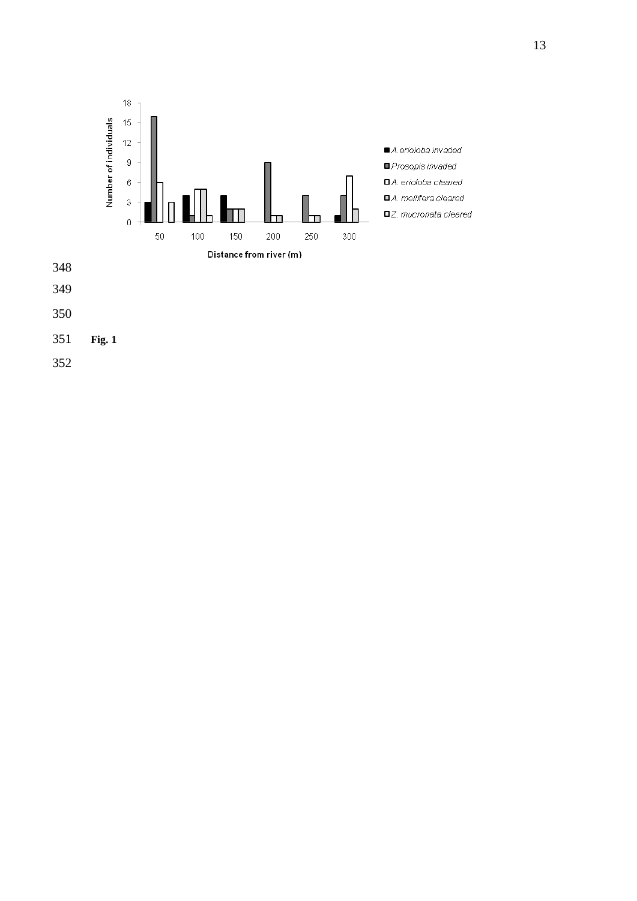Fig. 1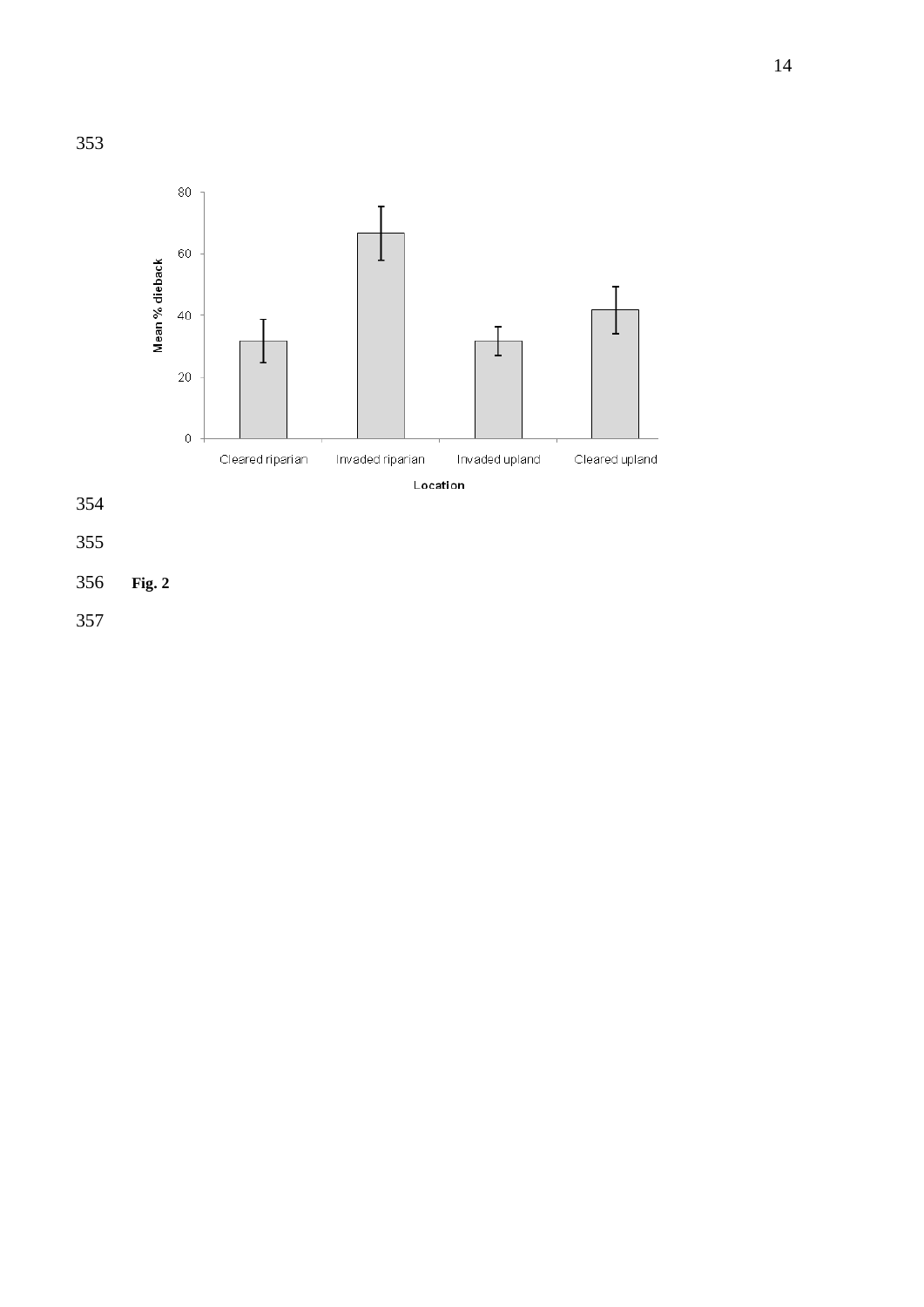**Fig. 2**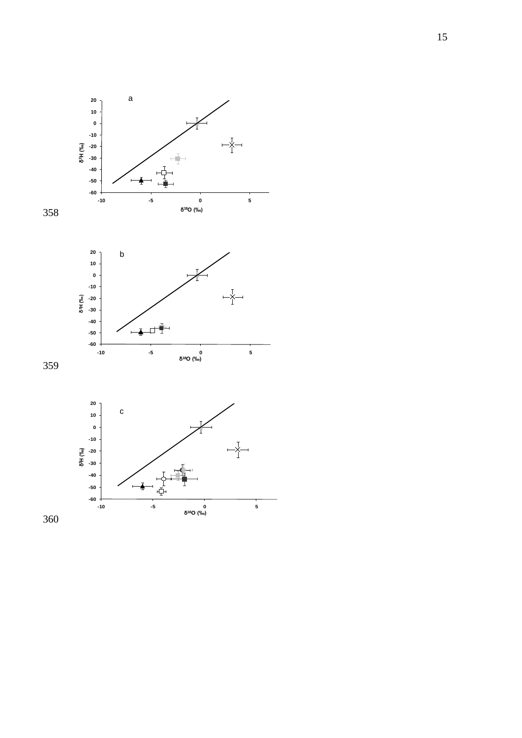358

359

360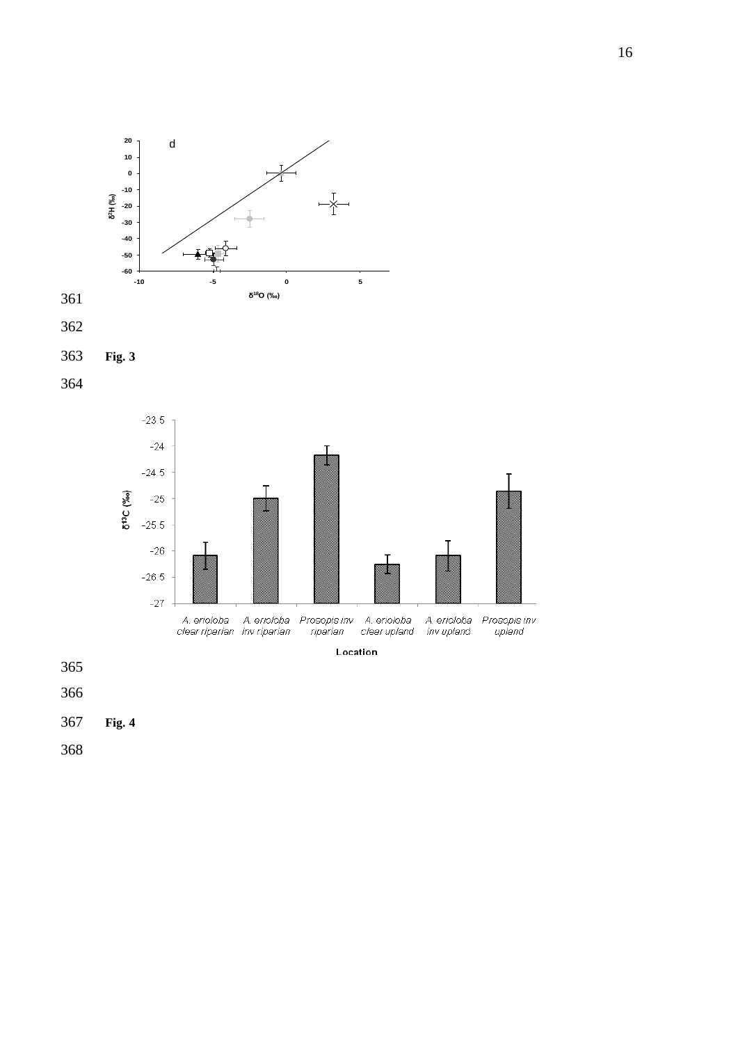361

362

363 **Fig. 3**

364

365

366

367 **Fig. 4**

368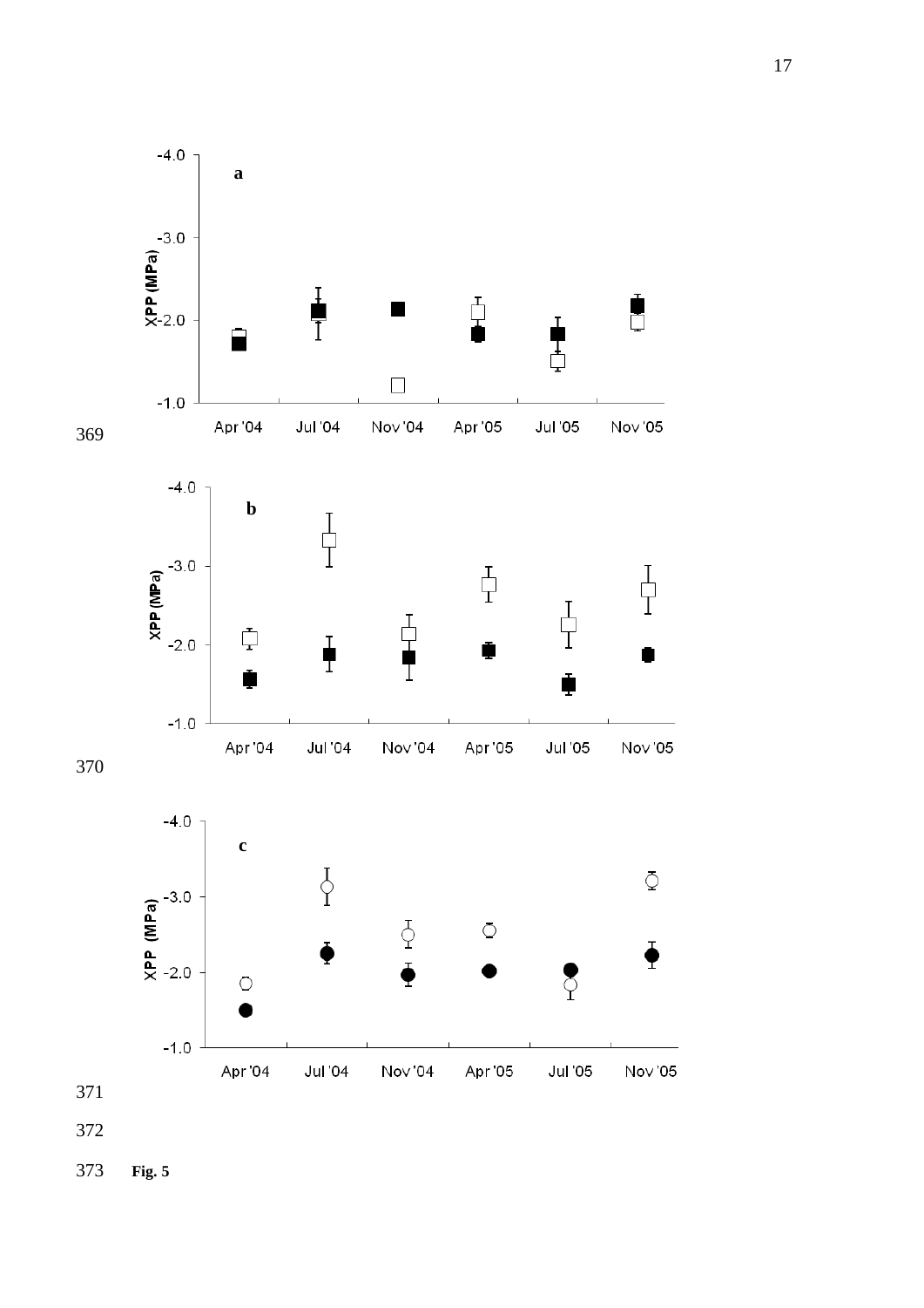a

-4.0
-3.0
-2.0
-1.0

XPP (MPa)

Apr '04
Jul '04
Nov '04
Apr '05
Jul '05
Nov '05

b

-4.0
-3.0
-2.0
-1.0

XPP (MPa)

Apr '04
Jul '04
Nov '04
Apr '05
Jul '05
Nov '05

c

-4.0
-3.0
-2.0
-1.0

XPP (MPa)

Apr '04
Jul '04
Nov '04
Apr '05
Jul '05
Nov '05

**Fig. 5**